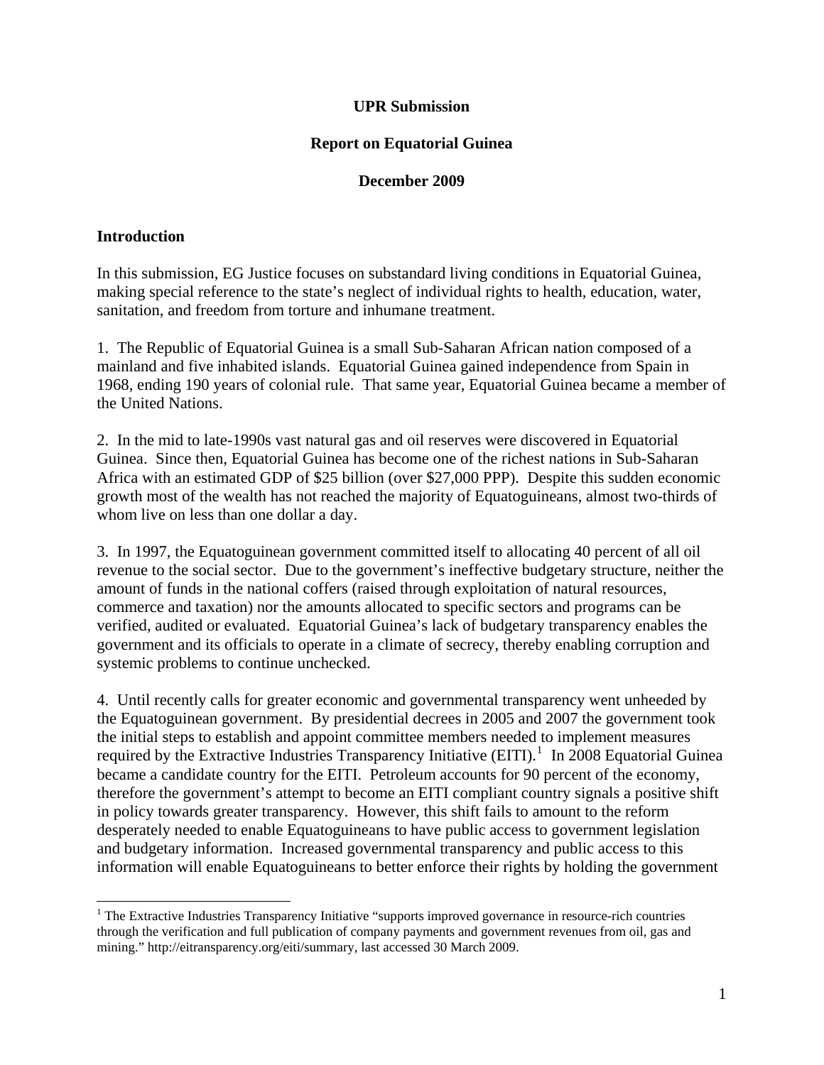**UPR Submission**

**Report on Equatorial Guinea**

**December 2009**

## Introduction

In this submission, EG Justice focuses on substandard living conditions in Equatorial Guinea, making special reference to the state's neglect of individual rights to health, education, water, sanitation, and freedom from torture and inhumane treatment.

1. The Republic of Equatorial Guinea is a small Sub-Saharan African nation composed of a mainland and five inhabited islands. Equatorial Guinea gained independence from Spain in 1968, ending 190 years of colonial rule. That same year, Equatorial Guinea became a member of the United Nations.

2. In the mid to late-1990s vast natural gas and oil reserves were discovered in Equatorial Guinea. Since then, Equatorial Guinea has become one of the richest nations in Sub-Saharan Africa with an estimated GDP of $25 billion (over $27,000 PPP). Despite this sudden economic growth most of the wealth has not reached the majority of Equatoguineans, almost two-thirds of whom live on less than one dollar a day.

3. In 1997, the Equatoguinean government committed itself to allocating 40 percent of all oil revenue to the social sector. Due to the government's ineffective budgetary structure, neither the amount of funds in the national coffers (raised through exploitation of natural resources, commerce and taxation) nor the amounts allocated to specific sectors and programs can be verified, audited or evaluated. Equatorial Guinea's lack of budgetary transparency enables the government and its officials to operate in a climate of secrecy, thereby enabling corruption and systemic problems to continue unchecked.

4. Until recently calls for greater economic and governmental transparency went unheeded by the Equatoguinean government. By presidential decrees in 2005 and 2007 the government took the initial steps to establish and appoint committee members needed to implement measures required by the Extractive Industries Transparency Initiative (EITI).[1] In 2008 Equatorial Guinea became a candidate country for the EITI. Petroleum accounts for 90 percent of the economy, therefore the government's attempt to become an EITI compliant country signals a positive shift in policy towards greater transparency. However, this shift fails to amount to the reform desperately needed to enable Equatoguineans to have public access to government legislation and budgetary information. Increased governmental transparency and public access to this information will enable Equatoguineans to better enforce their rights by holding the government

[1] The Extractive Industries Transparency Initiative "supports improved governance in resource-rich countries through the verification and full publication of company payments and government revenues from oil, gas and mining." http://eitransparency.org/eiti/summary, last accessed 30 March 2009.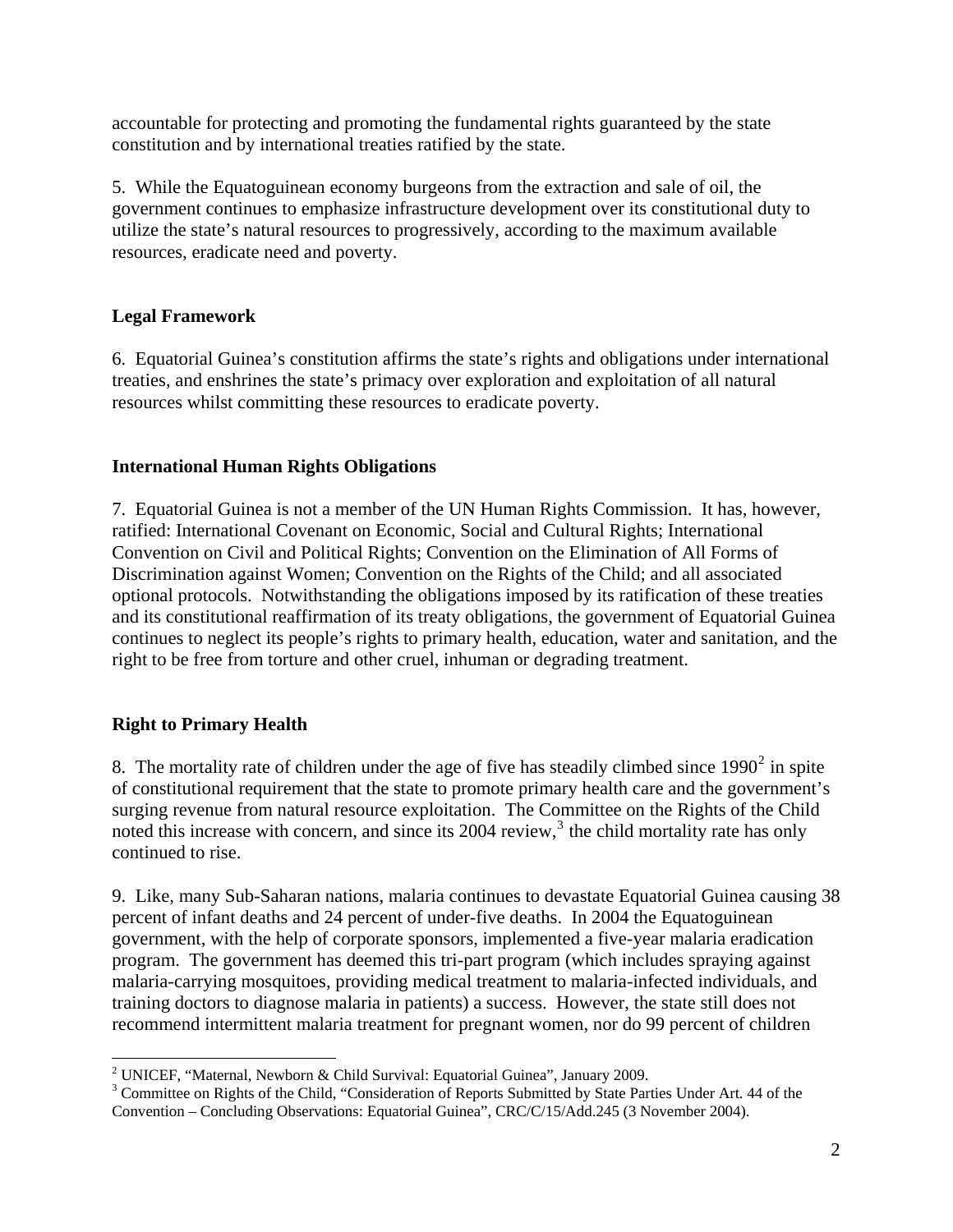accountable for protecting and promoting the fundamental rights guaranteed by the state constitution and by international treaties ratified by the state.

5. While the Equatoguinean economy burgeons from the extraction and sale of oil, the government continues to emphasize infrastructure development over its constitutional duty to utilize the state's natural resources to progressively, according to the maximum available resources, eradicate need and poverty.

## Legal Framework

6. Equatorial Guinea's constitution affirms the state's rights and obligations under international treaties, and enshrines the state's primacy over exploration and exploitation of all natural resources whilst committing these resources to eradicate poverty.

## International Human Rights Obligations

7. Equatorial Guinea is not a member of the UN Human Rights Commission. It has, however, ratified: International Covenant on Economic, Social and Cultural Rights; International Convention on Civil and Political Rights; Convention on the Elimination of All Forms of Discrimination against Women; Convention on the Rights of the Child; and all associated optional protocols. Notwithstanding the obligations imposed by its ratification of these treaties and its constitutional reaffirmation of its treaty obligations, the government of Equatorial Guinea continues to neglect its people's rights to primary health, education, water and sanitation, and the right to be free from torture and other cruel, inhuman or degrading treatment.

## Right to Primary Health

8. The mortality rate of children under the age of five has steadily climbed since 1990[2] in spite of constitutional requirement that the state to promote primary health care and the government's surging revenue from natural resource exploitation. The Committee on the Rights of the Child noted this increase with concern, and since its 2004 review,[3] the child mortality rate has only continued to rise.

9. Like, many Sub-Saharan nations, malaria continues to devastate Equatorial Guinea causing 38 percent of infant deaths and 24 percent of under-five deaths. In 2004 the Equatoguinean government, with the help of corporate sponsors, implemented a five-year malaria eradication program. The government has deemed this tri-part program (which includes spraying against malaria-carrying mosquitoes, providing medical treatment to malaria-infected individuals, and training doctors to diagnose malaria in patients) a success. However, the state still does not recommend intermittent malaria treatment for pregnant women, nor do 99 percent of children

---

[2] UNICEF, "Maternal, Newborn & Child Survival: Equatorial Guinea", January 2009.

[3] Committee on Rights of the Child, "Consideration of Reports Submitted by State Parties Under Art. 44 of the Convention – Concluding Observations: Equatorial Guinea", CRC/C/15/Add.245 (3 November 2004).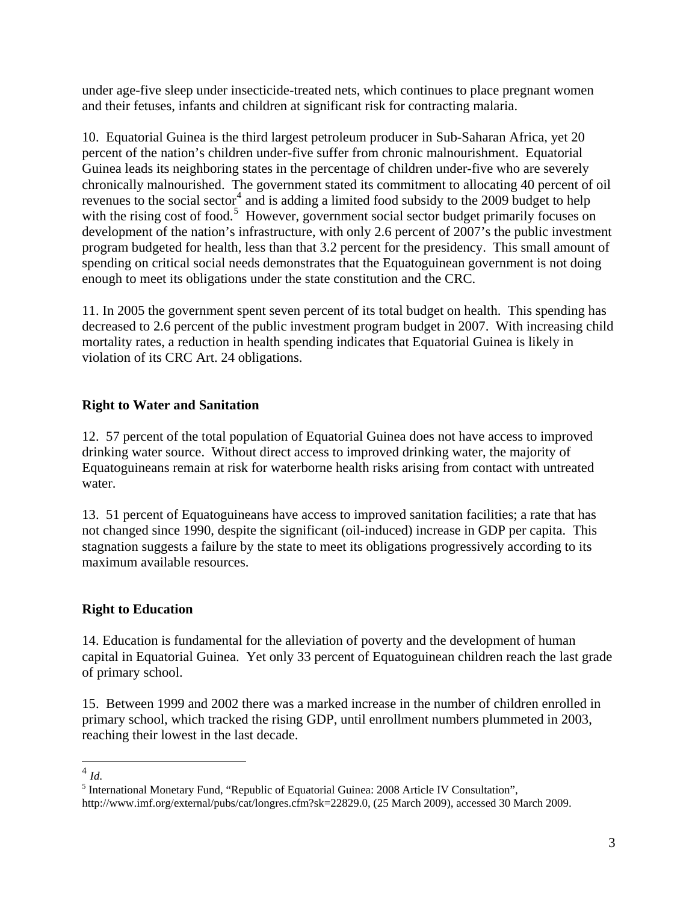under age-five sleep under insecticide-treated nets, which continues to place pregnant women and their fetuses, infants and children at significant risk for contracting malaria.

10. Equatorial Guinea is the third largest petroleum producer in Sub-Saharan Africa, yet 20 percent of the nation's children under-five suffer from chronic malnourishment. Equatorial Guinea leads its neighboring states in the percentage of children under-five who are severely chronically malnourished. The government stated its commitment to allocating 40 percent of oil revenues to the social sector[4] and is adding a limited food subsidy to the 2009 budget to help with the rising cost of food.[5] However, government social sector budget primarily focuses on development of the nation's infrastructure, with only 2.6 percent of 2007's the public investment program budgeted for health, less than that 3.2 percent for the presidency. This small amount of spending on critical social needs demonstrates that the Equatoguinean government is not doing enough to meet its obligations under the state constitution and the CRC.

11. In 2005 the government spent seven percent of its total budget on health. This spending has decreased to 2.6 percent of the public investment program budget in 2007. With increasing child mortality rates, a reduction in health spending indicates that Equatorial Guinea is likely in violation of its CRC Art. 24 obligations.

## Right to Water and Sanitation

12. 57 percent of the total population of Equatorial Guinea does not have access to improved drinking water source. Without direct access to improved drinking water, the majority of Equatoguineans remain at risk for waterborne health risks arising from contact with untreated water.

13. 51 percent of Equatoguineans have access to improved sanitation facilities; a rate that has not changed since 1990, despite the significant (oil-induced) increase in GDP per capita. This stagnation suggests a failure by the state to meet its obligations progressively according to its maximum available resources.

## Right to Education

14. Education is fundamental for the alleviation of poverty and the development of human capital in Equatorial Guinea. Yet only 33 percent of Equatoguinean children reach the last grade of primary school.

15. Between 1999 and 2002 there was a marked increase in the number of children enrolled in primary school, which tracked the rising GDP, until enrollment numbers plummeted in 2003, reaching their lowest in the last decade.

---

[4] *Id.*

[5] International Monetary Fund, "Republic of Equatorial Guinea: 2008 Article IV Consultation", http://www.imf.org/external/pubs/cat/longres.cfm?sk=22829.0, (25 March 2009), accessed 30 March 2009.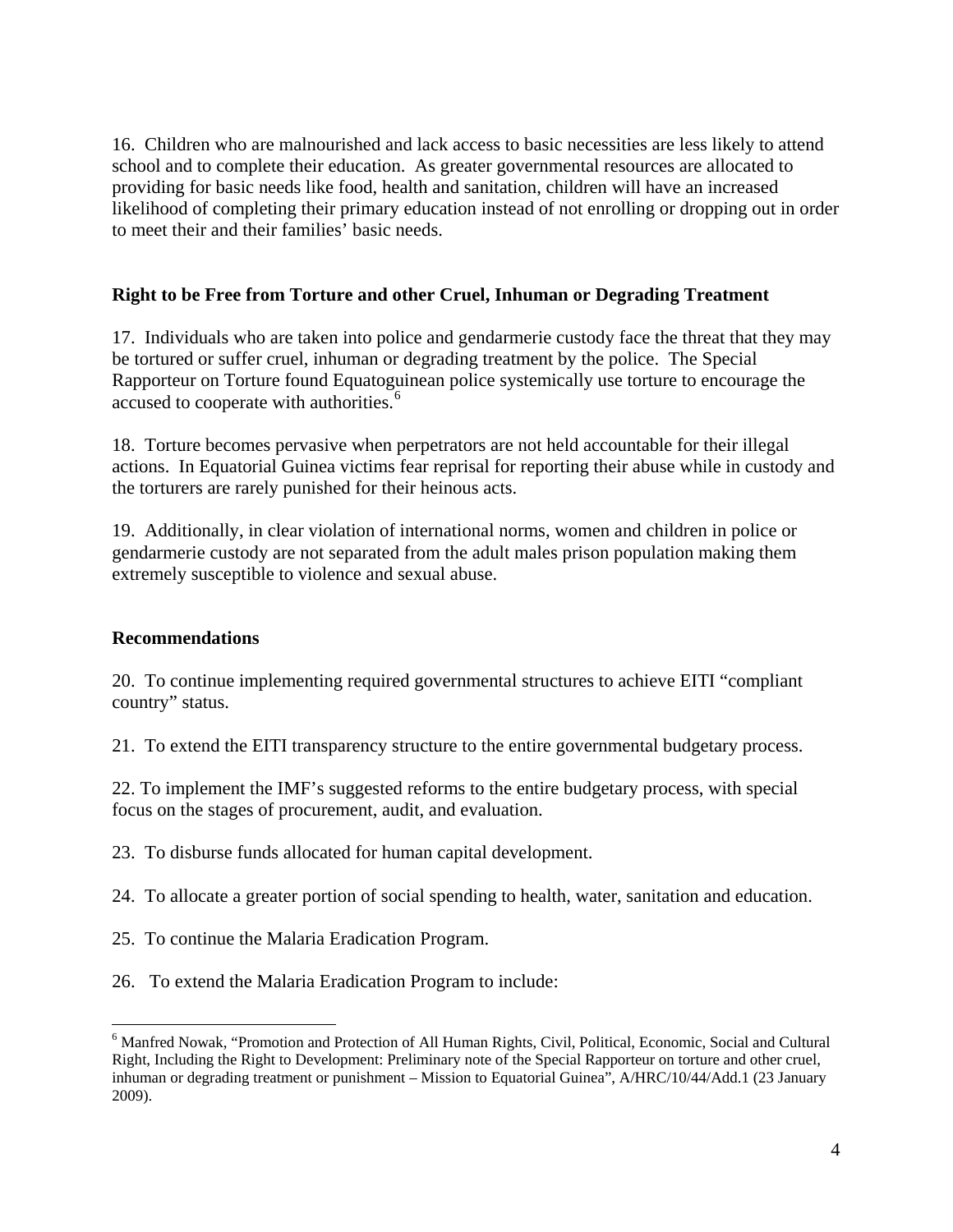16. Children who are malnourished and lack access to basic necessities are less likely to attend school and to complete their education. As greater governmental resources are allocated to providing for basic needs like food, health and sanitation, children will have an increased likelihood of completing their primary education instead of not enrolling or dropping out in order to meet their and their families' basic needs.

## Right to be Free from Torture and other Cruel, Inhuman or Degrading Treatment

17. Individuals who are taken into police and gendarmerie custody face the threat that they may be tortured or suffer cruel, inhuman or degrading treatment by the police. The Special Rapporteur on Torture found Equatoguinean police systemically use torture to encourage the accused to cooperate with authorities.[6]

18. Torture becomes pervasive when perpetrators are not held accountable for their illegal actions. In Equatorial Guinea victims fear reprisal for reporting their abuse while in custody and the torturers are rarely punished for their heinous acts.

19. Additionally, in clear violation of international norms, women and children in police or gendarmerie custody are not separated from the adult males prison population making them extremely susceptible to violence and sexual abuse.

## Recommendations

20. To continue implementing required governmental structures to achieve EITI "compliant country" status.

21. To extend the EITI transparency structure to the entire governmental budgetary process.

22. To implement the IMF's suggested reforms to the entire budgetary process, with special focus on the stages of procurement, audit, and evaluation.

23. To disburse funds allocated for human capital development.

24. To allocate a greater portion of social spending to health, water, sanitation and education.

25. To continue the Malaria Eradication Program.

26. To extend the Malaria Eradication Program to include:

---

[6] Manfred Nowak, "Promotion and Protection of All Human Rights, Civil, Political, Economic, Social and Cultural Right, Including the Right to Development: Preliminary note of the Special Rapporteur on torture and other cruel, inhuman or degrading treatment or punishment – Mission to Equatorial Guinea", A/HRC/10/44/Add.1 (23 January 2009).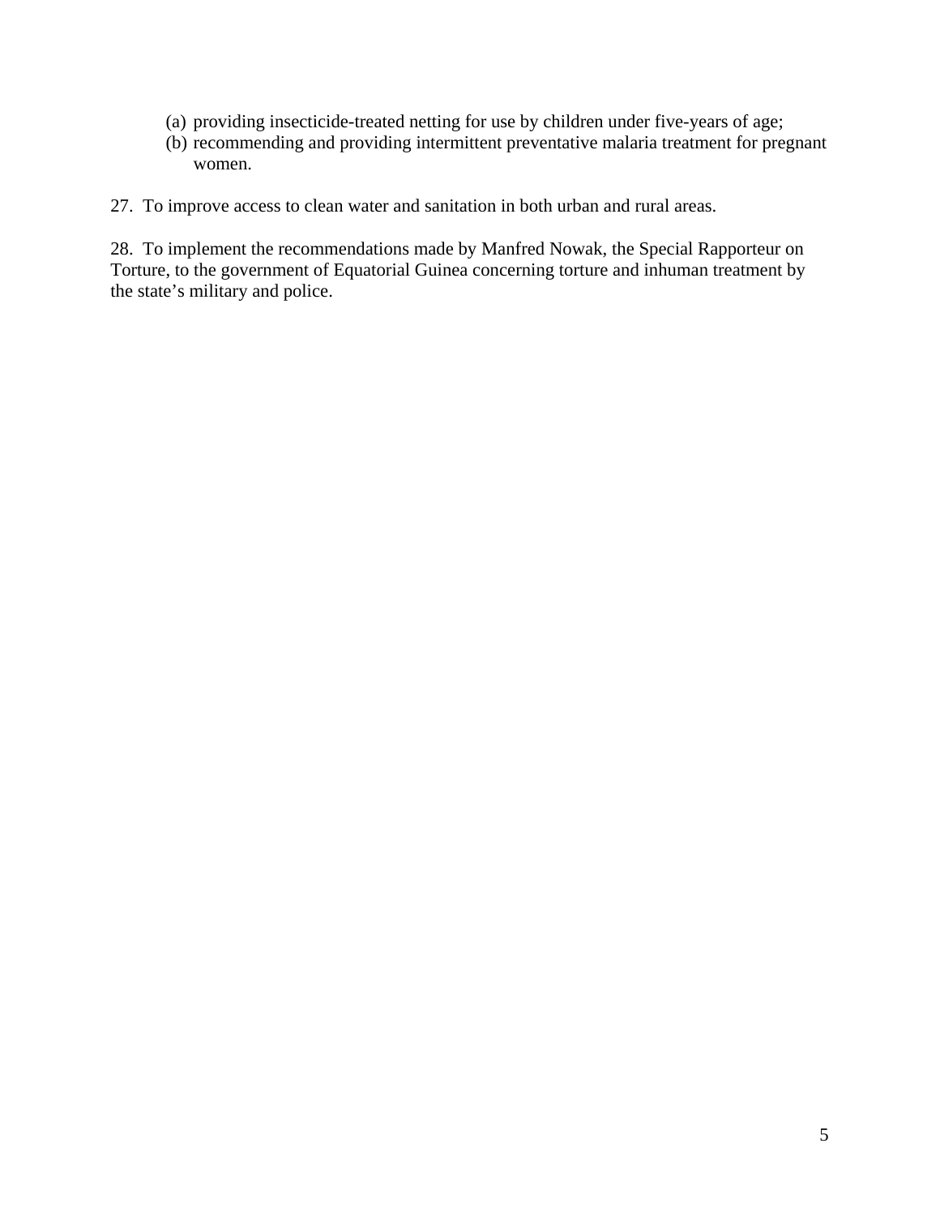(a) providing insecticide-treated netting for use by children under five-years of age;
(b) recommending and providing intermittent preventative malaria treatment for pregnant women.

27. To improve access to clean water and sanitation in both urban and rural areas.

28. To implement the recommendations made by Manfred Nowak, the Special Rapporteur on Torture, to the government of Equatorial Guinea concerning torture and inhuman treatment by the state's military and police.